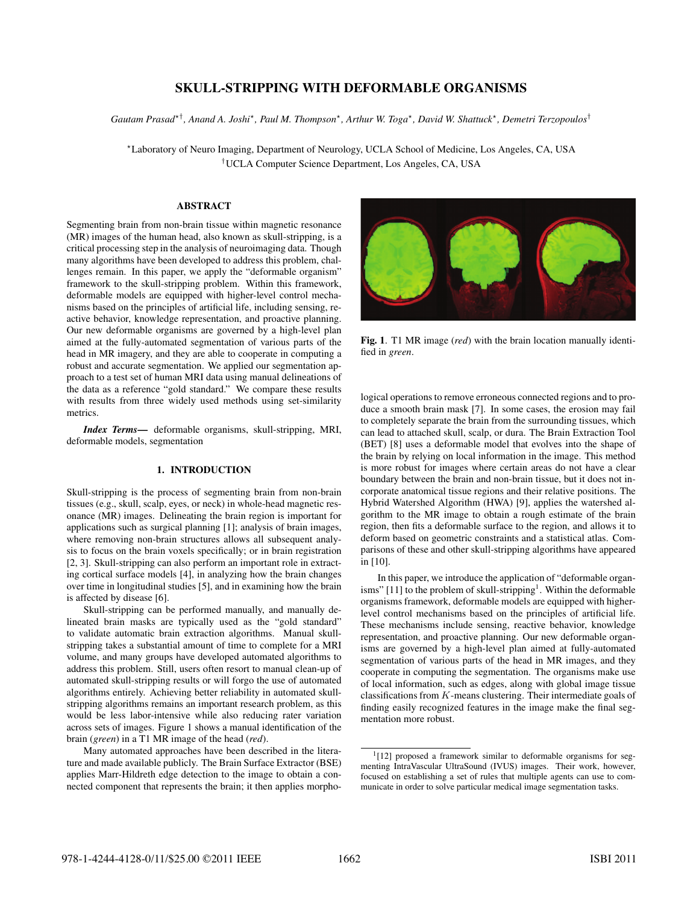# SKULL-STRIPPING WITH DEFORMABLE ORGANISMS

*Gautam Prasad*[⋆†], *Anand A. Joshi*[⋆], *Paul M. Thompson*[⋆], *Arthur W. Toga*[⋆], *David W. Shattuck*[⋆], *Demetri Terzopoulos*[†]

[⋆]Laboratory of Neuro Imaging, Department of Neurology, UCLA School of Medicine, Los Angeles, CA, USA
[†]UCLA Computer Science Department, Los Angeles, CA, USA

## ABSTRACT

Segmenting brain from non-brain tissue within magnetic resonance (MR) images of the human head, also known as skull-stripping, is a critical processing step in the analysis of neuroimaging data. Though many algorithms have been developed to address this problem, challenges remain. In this paper, we apply the "deformable organism" framework to the skull-stripping problem. Within this framework, deformable models are equipped with higher-level control mechanisms based on the principles of artificial life, including sensing, reactive behavior, knowledge representation, and proactive planning. Our new deformable organisms are governed by a high-level plan aimed at the fully-automated segmentation of various parts of the head in MR imagery, and they are able to cooperate in computing a robust and accurate segmentation. We applied our segmentation approach to a test set of human MRI data using manual delineations of the data as a reference "gold standard." We compare these results with results from three widely used methods using set-similarity metrics.

***Index Terms*—** deformable organisms, skull-stripping, MRI, deformable models, segmentation

## 1. INTRODUCTION

Skull-stripping is the process of segmenting brain from non-brain tissues (e.g., skull, scalp, eyes, or neck) in whole-head magnetic resonance (MR) images. Delineating the brain region is important for applications such as surgical planning [1]; analysis of brain images, where removing non-brain structures allows all subsequent analysis to focus on the brain voxels specifically; or in brain registration [2, 3]. Skull-stripping can also perform an important role in extracting cortical surface models [4], in analyzing how the brain changes over time in longitudinal studies [5], and in examining how the brain is affected by disease [6].

Skull-stripping can be performed manually, and manually delineated brain masks are typically used as the "gold standard" to validate automatic brain extraction algorithms. Manual skull-stripping takes a substantial amount of time to complete for a MRI volume, and many groups have developed automated algorithms to address this problem. Still, users often resort to manual clean-up of automated skull-stripping results or will forgo the use of automated algorithms entirely. Achieving better reliability in automated skull-stripping algorithms remains an important research problem, as this would be less labor-intensive while also reducing rater variation across sets of images. Figure 1 shows a manual identification of the brain (*green*) in a T1 MR image of the head (*red*).

Many automated approaches have been described in the literature and made available publicly. The Brain Surface Extractor (BSE) applies Marr-Hildreth edge detection to the image to obtain a connected component that represents the brain; it then applies morphological operations to remove erroneous connected regions and to produce a smooth brain mask [7]. In some cases, the erosion may fail to completely separate the brain from the surrounding tissues, which can lead to attached skull, scalp, or dura. The Brain Extraction Tool (BET) [8] uses a deformable model that evolves into the shape of the brain by relying on local information in the image. This method is more robust for images where certain areas do not have a clear boundary between the brain and non-brain tissue, but it does not incorporate anatomical tissue regions and their relative positions. The Hybrid Watershed Algorithm (HWA) [9], applies the watershed algorithm to the MR image to obtain a rough estimate of the brain region, then fits a deformable surface to the region, and allows it to deform based on geometric constraints and a statistical atlas. Comparisons of these and other skull-stripping algorithms have appeared in [10].

**Fig. 1**. T1 MR image (*red*) with the brain location manually identified in *green*.

In this paper, we introduce the application of "deformable organisms" [11] to the problem of skull-stripping[1]. Within the deformable organisms framework, deformable models are equipped with higher-level control mechanisms based on the principles of artificial life. These mechanisms include sensing, reactive behavior, knowledge representation, and proactive planning. Our new deformable organisms are governed by a high-level plan aimed at fully-automated segmentation of various parts of the head in MR images, and they cooperate in computing the segmentation. The organisms make use of local information, such as edges, along with global image tissue classifications from $K$-means clustering. Their intermediate goals of finding easily recognized features in the image make the final segmentation more robust.

[1][12] proposed a framework similar to deformable organisms for segmenting IntraVascular UltraSound (IVUS) images. Their work, however, focused on establishing a set of rules that multiple agents can use to communicate in order to solve particular medical image segmentation tasks.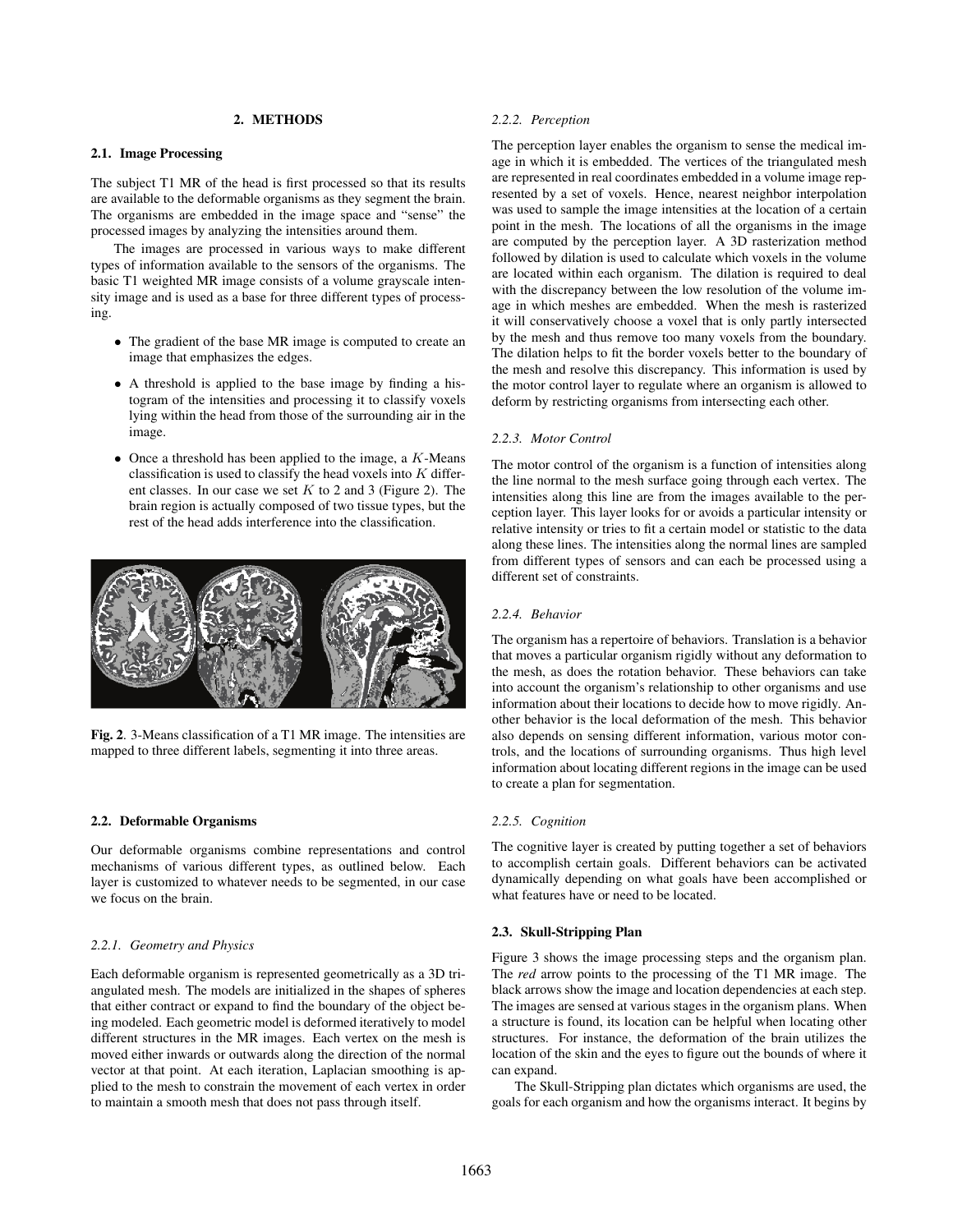# 2. METHODS

## 2.1. Image Processing

The subject T1 MR of the head is first processed so that its results are available to the deformable organisms as they segment the brain. The organisms are embedded in the image space and "sense" the processed images by analyzing the intensities around them.

The images are processed in various ways to make different types of information available to the sensors of the organisms. The basic T1 weighted MR image consists of a volume grayscale intensity image and is used as a base for three different types of processing.

- The gradient of the base MR image is computed to create an image that emphasizes the edges.
- A threshold is applied to the base image by finding a histogram of the intensities and processing it to classify voxels lying within the head from those of the surrounding air in the image.
- Once a threshold has been applied to the image, a $K$-Means classification is used to classify the head voxels into $K$ different classes. In our case we set $K$ to 2 and 3 (Figure 2). The brain region is actually composed of two tissue types, but the rest of the head adds interference into the classification.

**Fig. 2**. 3-Means classification of a T1 MR image. The intensities are mapped to three different labels, segmenting it into three areas.

## 2.2. Deformable Organisms

Our deformable organisms combine representations and control mechanisms of various different types, as outlined below. Each layer is customized to whatever needs to be segmented, in our case we focus on the brain.

### *2.2.1. Geometry and Physics*

Each deformable organism is represented geometrically as a 3D triangulated mesh. The models are initialized in the shapes of spheres that either contract or expand to find the boundary of the object being modeled. Each geometric model is deformed iteratively to model different structures in the MR images. Each vertex on the mesh is moved either inwards or outwards along the direction of the normal vector at that point. At each iteration, Laplacian smoothing is applied to the mesh to constrain the movement of each vertex in order to maintain a smooth mesh that does not pass through itself.

### *2.2.2. Perception*

The perception layer enables the organism to sense the medical image in which it is embedded. The vertices of the triangulated mesh are represented in real coordinates embedded in a volume image represented by a set of voxels. Hence, nearest neighbor interpolation was used to sample the image intensities at the location of a certain point in the mesh. The locations of all the organisms in the image are computed by the perception layer. A 3D rasterization method followed by dilation is used to calculate which voxels in the volume are located within each organism. The dilation is required to deal with the discrepancy between the low resolution of the volume image in which meshes are embedded. When the mesh is rasterized it will conservatively choose a voxel that is only partly intersected by the mesh and thus remove too many voxels from the boundary. The dilation helps to fit the border voxels better to the boundary of the mesh and resolve this discrepancy. This information is used by the motor control layer to regulate where an organism is allowed to deform by restricting organisms from intersecting each other.

### *2.2.3. Motor Control*

The motor control of the organism is a function of intensities along the line normal to the mesh surface going through each vertex. The intensities along this line are from the images available to the perception layer. This layer looks for or avoids a particular intensity or relative intensity or tries to fit a certain model or statistic to the data along these lines. The intensities along the normal lines are sampled from different types of sensors and can each be processed using a different set of constraints.

### *2.2.4. Behavior*

The organism has a repertoire of behaviors. Translation is a behavior that moves a particular organism rigidly without any deformation to the mesh, as does the rotation behavior. These behaviors can take into account the organism's relationship to other organisms and use information about their locations to decide how to move rigidly. Another behavior is the local deformation of the mesh. This behavior also depends on sensing different information, various motor controls, and the locations of surrounding organisms. Thus high level information about locating different regions in the image can be used to create a plan for segmentation.

### *2.2.5. Cognition*

The cognitive layer is created by putting together a set of behaviors to accomplish certain goals. Different behaviors can be activated dynamically depending on what goals have been accomplished or what features have or need to be located.

## 2.3. Skull-Stripping Plan

Figure 3 shows the image processing steps and the organism plan. The *red* arrow points to the processing of the T1 MR image. The black arrows show the image and location dependencies at each step. The images are sensed at various stages in the organism plans. When a structure is found, its location can be helpful when locating other structures. For instance, the deformation of the brain utilizes the location of the skin and the eyes to figure out the bounds of where it can expand.

The Skull-Stripping plan dictates which organisms are used, the goals for each organism and how the organisms interact. It begins by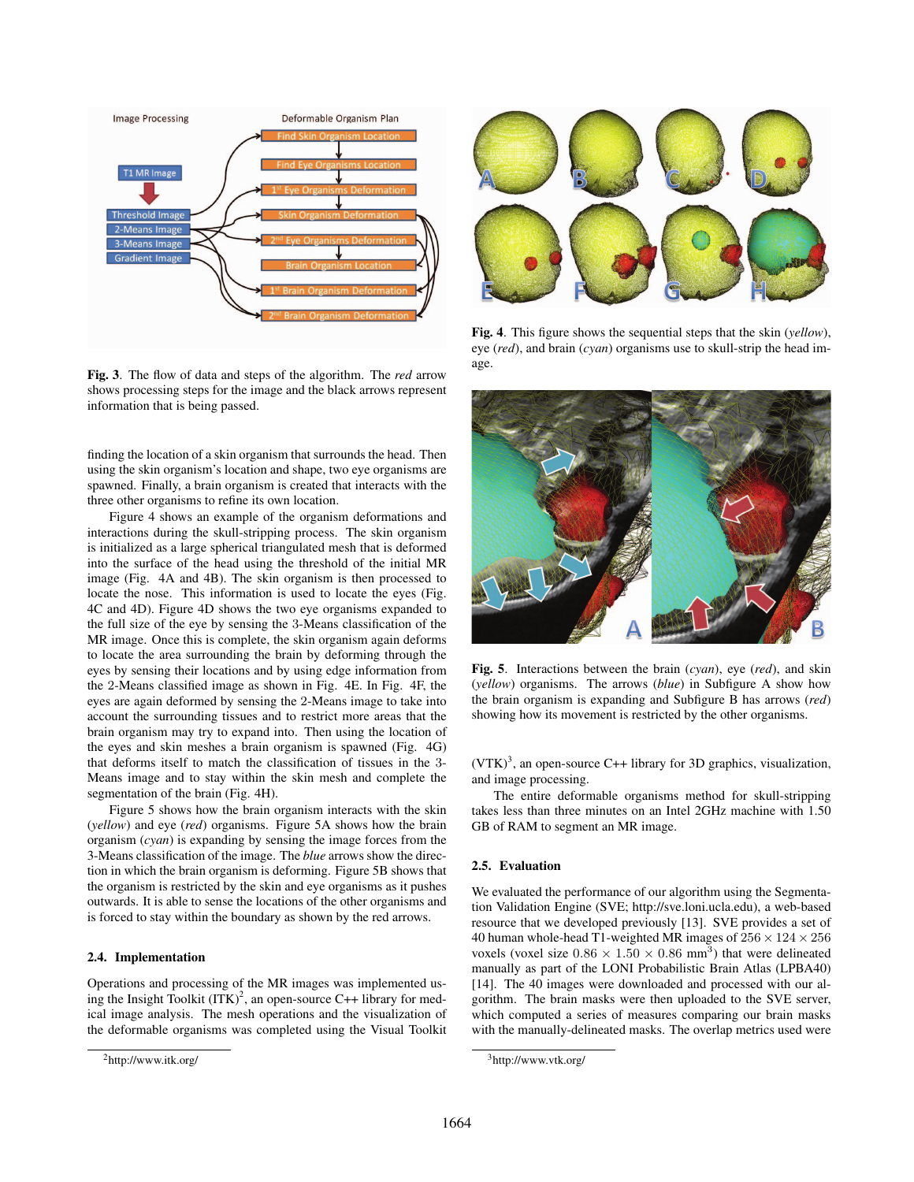**Fig. 3**. The flow of data and steps of the algorithm. The *red* arrow shows processing steps for the image and the black arrows represent information that is being passed.

finding the location of a skin organism that surrounds the head. Then using the skin organism's location and shape, two eye organisms are spawned. Finally, a brain organism is created that interacts with the three other organisms to refine its own location.

Figure 4 shows an example of the organism deformations and interactions during the skull-stripping process. The skin organism is initialized as a large spherical triangulated mesh that is deformed into the surface of the head using the threshold of the initial MR image (Fig. 4A and 4B). The skin organism is then processed to locate the nose. This information is used to locate the eyes (Fig. 4C and 4D). Figure 4D shows the two eye organisms expanded to the full size of the eye by sensing the 3-Means classification of the MR image. Once this is complete, the skin organism again deforms to locate the area surrounding the brain by deforming through the eyes by sensing their locations and by using edge information from the 2-Means classified image as shown in Fig. 4E. In Fig. 4F, the eyes are again deformed by sensing the 2-Means image to take into account the surrounding tissues and to restrict more areas that the brain organism may try to expand into. Then using the location of the eyes and skin meshes a brain organism is spawned (Fig. 4G) that deforms itself to match the classification of tissues in the 3-Means image and to stay within the skin mesh and complete the segmentation of the brain (Fig. 4H).

Figure 5 shows how the brain organism interacts with the skin (*yellow*) and eye (*red*) organisms. Figure 5A shows how the brain organism (*cyan*) is expanding by sensing the image forces from the 3-Means classification of the image. The *blue* arrows show the direction in which the brain organism is deforming. Figure 5B shows that the organism is restricted by the skin and eye organisms as it pushes outwards. It is able to sense the locations of the other organisms and is forced to stay within the boundary as shown by the red arrows.

### 2.4. Implementation

Operations and processing of the MR images was implemented using the Insight Toolkit (ITK)[2], an open-source C++ library for medical image analysis. The mesh operations and the visualization of the deformable organisms was completed using the Visual Toolkit (VTK)[3], an open-source C++ library for 3D graphics, visualization, and image processing.

The entire deformable organisms method for skull-stripping takes less than three minutes on an Intel 2GHz machine with 1.50 GB of RAM to segment an MR image.

**Fig. 4**. This figure shows the sequential steps that the skin (*yellow*), eye (*red*), and brain (*cyan*) organisms use to skull-strip the head image.

**Fig. 5**. Interactions between the brain (*cyan*), eye (*red*), and skin (*yellow*) organisms. The arrows (*blue*) in Subfigure A show how the brain organism is expanding and Subfigure B has arrows (*red*) showing how its movement is restricted by the other organisms.

### 2.5. Evaluation

We evaluated the performance of our algorithm using the Segmentation Validation Engine (SVE; http://sve.loni.ucla.edu), a web-based resource that we developed previously [13]. SVE provides a set of 40 human whole-head T1-weighted MR images of $256 \times 124 \times 256$ voxels (voxel size $0.86 \times 1.50 \times 0.86$ mm$^3$) that were delineated manually as part of the LONI Probabilistic Brain Atlas (LPBA40) [14]. The 40 images were downloaded and processed with our algorithm. The brain masks were then uploaded to the SVE server, which computed a series of measures comparing our brain masks with the manually-delineated masks. The overlap metrics used were

[2] http://www.itk.org/

[3] http://www.vtk.org/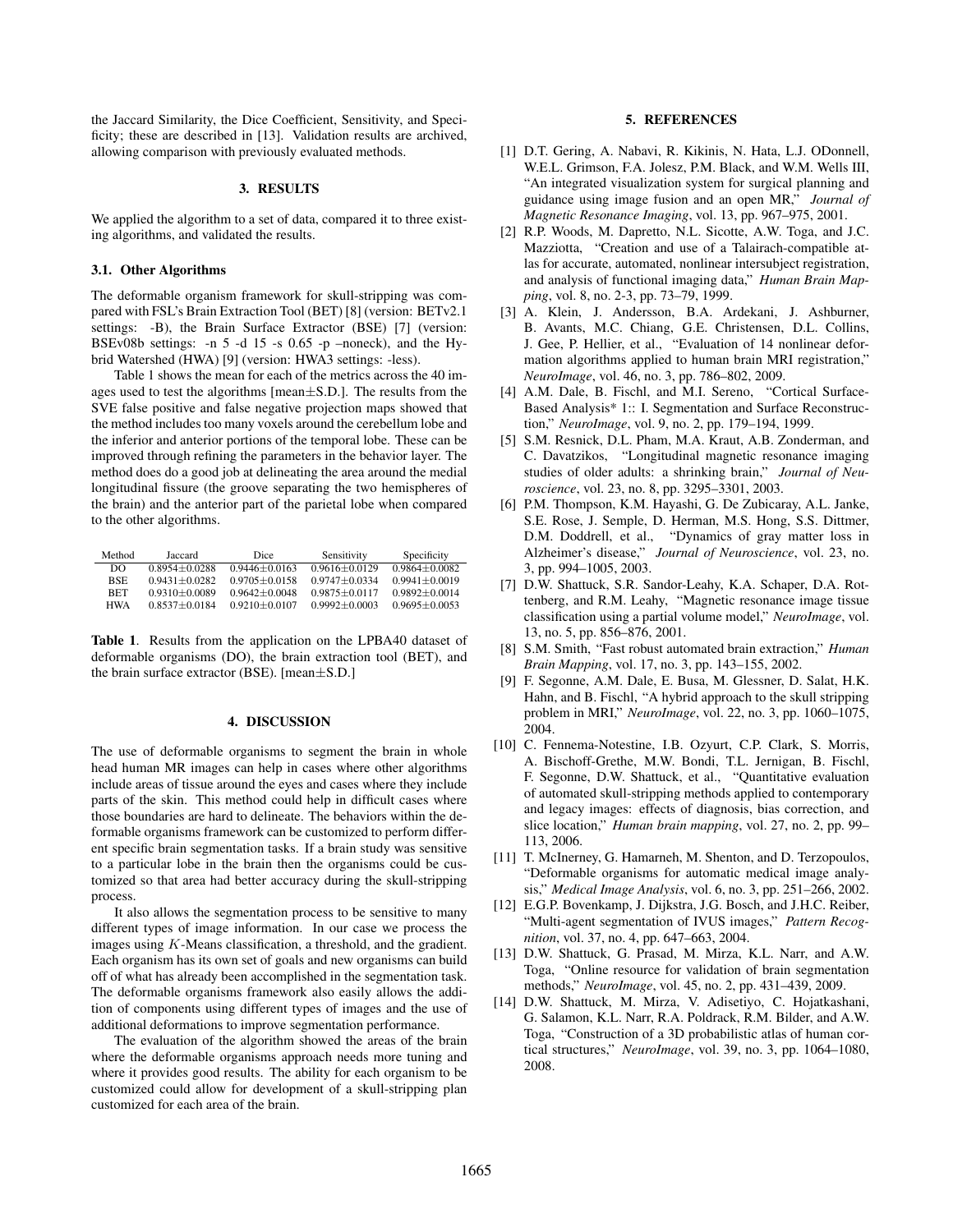the Jaccard Similarity, the Dice Coefficient, Sensitivity, and Specificity; these are described in [13]. Validation results are archived, allowing comparison with previously evaluated methods.

## 3. RESULTS

We applied the algorithm to a set of data, compared it to three existing algorithms, and validated the results.

### 3.1. Other Algorithms

The deformable organism framework for skull-stripping was compared with FSL's Brain Extraction Tool (BET) [8] (version: BETv2.1 settings: -B), the Brain Surface Extractor (BSE) [7] (version: BSEv08b settings: -n 5 -d 15 -s 0.65 -p –noneck), and the Hybrid Watershed (HWA) [9] (version: HWA3 settings: -less).

Table 1 shows the mean for each of the metrics across the 40 images used to test the algorithms [mean±S.D.]. The results from the SVE false positive and false negative projection maps showed that the method includes too many voxels around the cerebellum lobe and the inferior and anterior portions of the temporal lobe. These can be improved through refining the parameters in the behavior layer. The method does do a good job at delineating the area around the medial longitudinal fissure (the groove separating the two hemispheres of the brain) and the anterior part of the parietal lobe when compared to the other algorithms.

| Method | Jaccard | Dice | Sensitivity | Specificity |
|---|---|---|---|---|
| DO | 0.8954±0.0288 | 0.9446±0.0163 | 0.9616±0.0129 | 0.9864±0.0082 |
| BSE | 0.9431±0.0282 | 0.9705±0.0158 | 0.9747±0.0334 | 0.9941±0.0019 |
| BET | 0.9310±0.0089 | 0.9642±0.0048 | 0.9875±0.0117 | 0.9892±0.0014 |
| HWA | 0.8537±0.0184 | 0.9210±0.0107 | 0.9992±0.0003 | 0.9695±0.0053 |

**Table 1**. Results from the application on the LPBA40 dataset of deformable organisms (DO), the brain extraction tool (BET), and the brain surface extractor (BSE). [mean±S.D.]

## 4. DISCUSSION

The use of deformable organisms to segment the brain in whole head human MR images can help in cases where other algorithms include areas of tissue around the eyes and cases where they include parts of the skin. This method could help in difficult cases where those boundaries are hard to delineate. The behaviors within the deformable organisms framework can be customized to perform different specific brain segmentation tasks. If a brain study was sensitive to a particular lobe in the brain then the organisms could be customized so that area had better accuracy during the skull-stripping process.

It also allows the segmentation process to be sensitive to many different types of image information. In our case we process the images using $K$-Means classification, a threshold, and the gradient. Each organism has its own set of goals and new organisms can build off of what has already been accomplished in the segmentation task. The deformable organisms framework also easily allows the addition of components using different types of images and the use of additional deformations to improve segmentation performance.

The evaluation of the algorithm showed the areas of the brain where the deformable organisms approach needs more tuning and where it provides good results. The ability for each organism to be customized could allow for development of a skull-stripping plan customized for each area of the brain.

## 5. REFERENCES

[1] D.T. Gering, A. Nabavi, R. Kikinis, N. Hata, L.J. ODonnell, W.E.L. Grimson, F.A. Jolesz, P.M. Black, and W.M. Wells III, "An integrated visualization system for surgical planning and guidance using image fusion and an open MR," *Journal of Magnetic Resonance Imaging*, vol. 13, pp. 967–975, 2001.

[2] R.P. Woods, M. Dapretto, N.L. Sicotte, A.W. Toga, and J.C. Mazziotta, "Creation and use of a Talairach-compatible atlas for accurate, automated, nonlinear intersubject registration, and analysis of functional imaging data," *Human Brain Mapping*, vol. 8, no. 2-3, pp. 73–79, 1999.

[3] A. Klein, J. Andersson, B.A. Ardekani, J. Ashburner, B. Avants, M.C. Chiang, G.E. Christensen, D.L. Collins, J. Gee, P. Hellier, et al., "Evaluation of 14 nonlinear deformation algorithms applied to human brain MRI registration," *NeuroImage*, vol. 46, no. 3, pp. 786–802, 2009.

[4] A.M. Dale, B. Fischl, and M.I. Sereno, "Cortical Surface-Based Analysis* 1:: I. Segmentation and Surface Reconstruction," *NeuroImage*, vol. 9, no. 2, pp. 179–194, 1999.

[5] S.M. Resnick, D.L. Pham, M.A. Kraut, A.B. Zonderman, and C. Davatzikos, "Longitudinal magnetic resonance imaging studies of older adults: a shrinking brain," *Journal of Neuroscience*, vol. 23, no. 8, pp. 3295–3301, 2003.

[6] P.M. Thompson, K.M. Hayashi, G. De Zubicaray, A.L. Janke, S.E. Rose, J. Semple, D. Herman, M.S. Hong, S.S. Dittmer, D.M. Doddrell, et al., "Dynamics of gray matter loss in Alzheimer's disease," *Journal of Neuroscience*, vol. 23, no. 3, pp. 994–1005, 2003.

[7] D.W. Shattuck, S.R. Sandor-Leahy, K.A. Schaper, D.A. Rottenberg, and R.M. Leahy, "Magnetic resonance image tissue classification using a partial volume model," *NeuroImage*, vol. 13, no. 5, pp. 856–876, 2001.

[8] S.M. Smith, "Fast robust automated brain extraction," *Human Brain Mapping*, vol. 17, no. 3, pp. 143–155, 2002.

[9] F. Segonne, A.M. Dale, E. Busa, M. Glessner, D. Salat, H.K. Hahn, and B. Fischl, "A hybrid approach to the skull stripping problem in MRI," *NeuroImage*, vol. 22, no. 3, pp. 1060–1075, 2004.

[10] C. Fennema-Notestine, I.B. Ozyurt, C.P. Clark, S. Morris, A. Bischoff-Grethe, M.W. Bondi, T.L. Jernigan, B. Fischl, F. Segonne, D.W. Shattuck, et al., "Quantitative evaluation of automated skull-stripping methods applied to contemporary and legacy images: effects of diagnosis, bias correction, and slice location," *Human brain mapping*, vol. 27, no. 2, pp. 99–113, 2006.

[11] T. McInerney, G. Hamarneh, M. Shenton, and D. Terzopoulos, "Deformable organisms for automatic medical image analysis," *Medical Image Analysis*, vol. 6, no. 3, pp. 251–266, 2002.

[12] E.G.P. Bovenkamp, J. Dijkstra, J.G. Bosch, and J.H.C. Reiber, "Multi-agent segmentation of IVUS images," *Pattern Recognition*, vol. 37, no. 4, pp. 647–663, 2004.

[13] D.W. Shattuck, G. Prasad, M. Mirza, K.L. Narr, and A.W. Toga, "Online resource for validation of brain segmentation methods," *NeuroImage*, vol. 45, no. 2, pp. 431–439, 2009.

[14] D.W. Shattuck, M. Mirza, V. Adisetiyo, C. Hojatkashani, G. Salamon, K.L. Narr, R.A. Poldrack, R.M. Bilder, and A.W. Toga, "Construction of a 3D probabilistic atlas of human cortical structures," *NeuroImage*, vol. 39, no. 3, pp. 1064–1080, 2008.